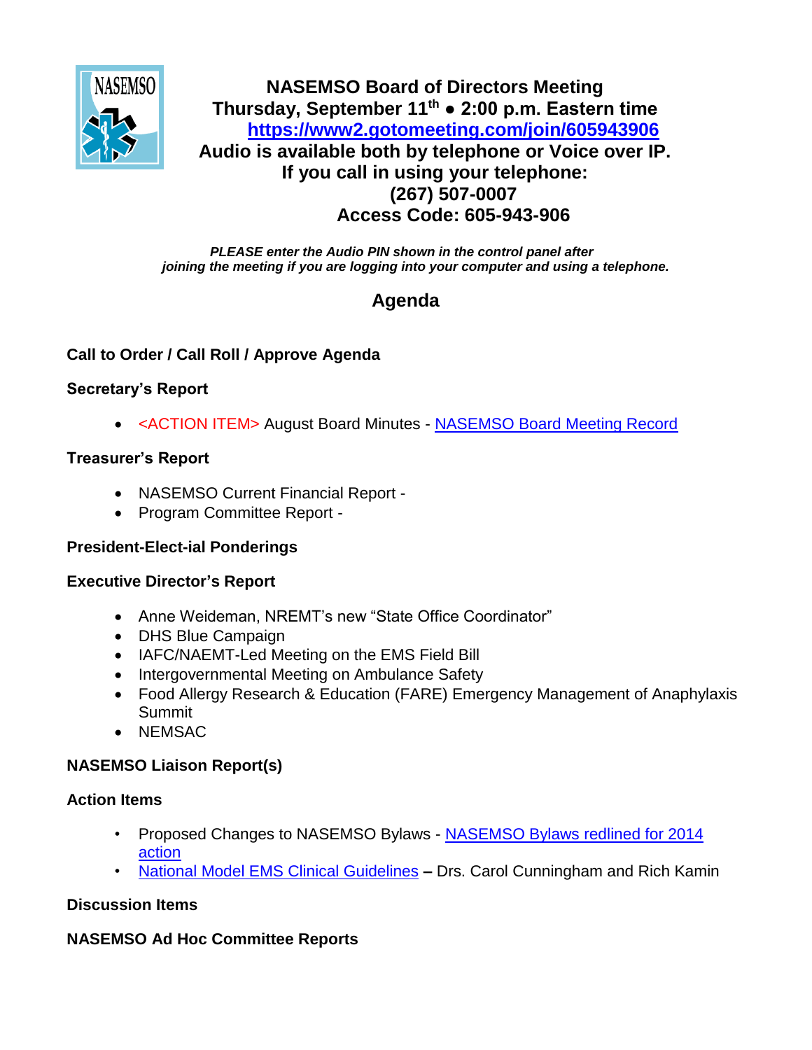# NASEMSO Board of Directors Meeting

**Thursday, September 11th ● 2:00 p.m. Eastern time**

**[https://www2.gotomeeting.com/join/605943906](https://www2.gotomeeting.com/join/605943906)**

**Audio is available both by telephone or Voice over IP.**

**If you call in using your telephone:**

**(267) 507-0007**

**Access Code: 605-943-906**

***PLEASE enter the Audio PIN shown in the control panel after joining the meeting if you are logging into your computer and using a telephone.***

## Agenda

**Call to Order / Call Roll / Approve Agenda**

**Secretary's Report**

- <ACTION ITEM> August Board Minutes - NASEMSO Board Meeting Record

**Treasurer's Report**

- NASEMSO Current Financial Report -
- Program Committee Report -

**President-Elect-ial Ponderings**

**Executive Director's Report**

- Anne Weideman, NREMT's new "State Office Coordinator"
- DHS Blue Campaign
- IAFC/NAEMT-Led Meeting on the EMS Field Bill
- Intergovernmental Meeting on Ambulance Safety
- Food Allergy Research & Education (FARE) Emergency Management of Anaphylaxis Summit
- NEMSAC

**NASEMSO Liaison Report(s)**

**Action Items**

- Proposed Changes to NASEMSO Bylaws - NASEMSO Bylaws redlined for 2014 action
- National Model EMS Clinical Guidelines **–** Drs. Carol Cunningham and Rich Kamin

**Discussion Items**

**NASEMSO Ad Hoc Committee Reports**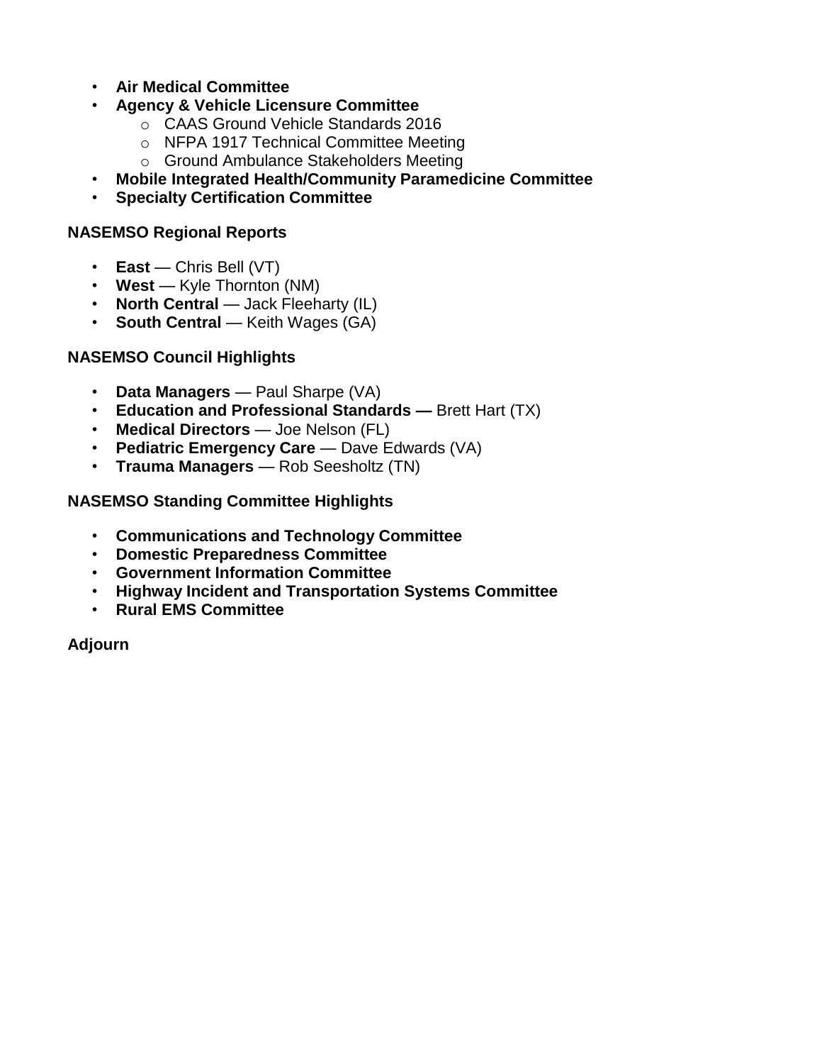- **Air Medical Committee**
- **Agency & Vehicle Licensure Committee**
  - CAAS Ground Vehicle Standards 2016
  - NFPA 1917 Technical Committee Meeting
  - Ground Ambulance Stakeholders Meeting
- **Mobile Integrated Health/Community Paramedicine Committee**
- **Specialty Certification Committee**

**NASEMSO Regional Reports**

- **East** — Chris Bell (VT)
- **West** — Kyle Thornton (NM)
- **North Central** — Jack Fleeharty (IL)
- **South Central** — Keith Wages (GA)

**NASEMSO Council Highlights**

- **Data Managers** — Paul Sharpe (VA)
- **Education and Professional Standards —** Brett Hart (TX)
- **Medical Directors** — Joe Nelson (FL)
- **Pediatric Emergency Care** — Dave Edwards (VA)
- **Trauma Managers** — Rob Seesholtz (TN)

**NASEMSO Standing Committee Highlights**

- **Communications and Technology Committee**
- **Domestic Preparedness Committee**
- **Government Information Committee**
- **Highway Incident and Transportation Systems Committee**
- **Rural EMS Committee**

**Adjourn**